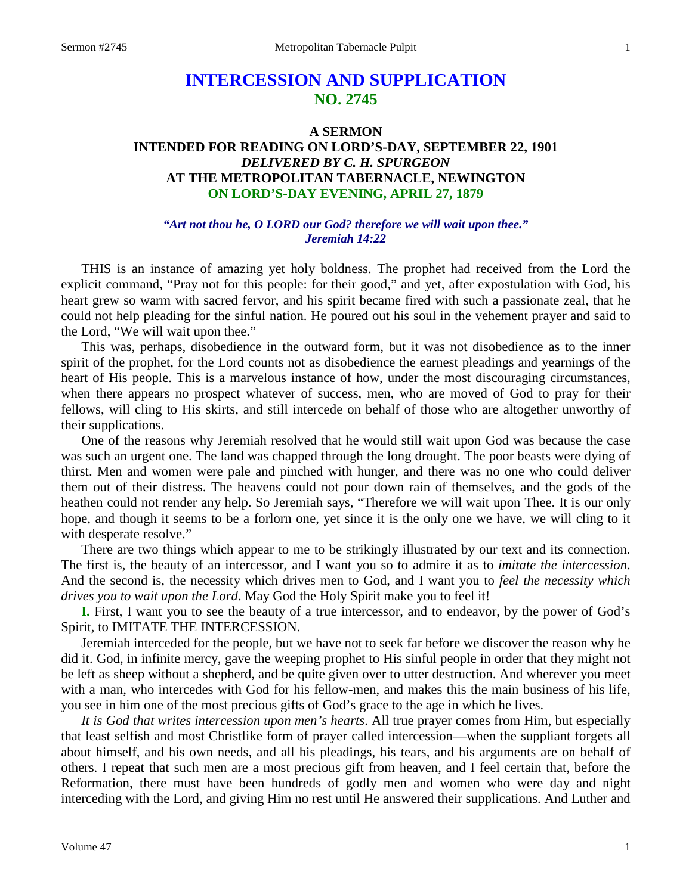# INTERCESSION AND SUPPLICATION
## NO. 2745

### A SERMON
### INTENDED FOR READING ON LORD'S-DAY, SEPTEMBER 22, 1901
### *DELIVERED BY C. H. SPURGEON*
### AT THE METROPOLITAN TABERNACLE, NEWINGTON
### ON LORD'S-DAY EVENING, APRIL 27, 1879

***"Art not thou he, O LORD our God? therefore we will wait upon thee."***
***Jeremiah 14:22***

THIS is an instance of amazing yet holy boldness. The prophet had received from the Lord the explicit command, "Pray not for this people: for their good," and yet, after expostulation with God, his heart grew so warm with sacred fervor, and his spirit became fired with such a passionate zeal, that he could not help pleading for the sinful nation. He poured out his soul in the vehement prayer and said to the Lord, "We will wait upon thee."

This was, perhaps, disobedience in the outward form, but it was not disobedience as to the inner spirit of the prophet, for the Lord counts not as disobedience the earnest pleadings and yearnings of the heart of His people. This is a marvelous instance of how, under the most discouraging circumstances, when there appears no prospect whatever of success, men, who are moved of God to pray for their fellows, will cling to His skirts, and still intercede on behalf of those who are altogether unworthy of their supplications.

One of the reasons why Jeremiah resolved that he would still wait upon God was because the case was such an urgent one. The land was chapped through the long drought. The poor beasts were dying of thirst. Men and women were pale and pinched with hunger, and there was no one who could deliver them out of their distress. The heavens could not pour down rain of themselves, and the gods of the heathen could not render any help. So Jeremiah says, "Therefore we will wait upon Thee. It is our only hope, and though it seems to be a forlorn one, yet since it is the only one we have, we will cling to it with desperate resolve."

There are two things which appear to me to be strikingly illustrated by our text and its connection. The first is, the beauty of an intercessor, and I want you so to admire it as to *imitate the intercession*. And the second is, the necessity which drives men to God, and I want you to *feel the necessity which drives you to wait upon the Lord*. May God the Holy Spirit make you to feel it!

**I.** First, I want you to see the beauty of a true intercessor, and to endeavor, by the power of God's Spirit, to IMITATE THE INTERCESSION.

Jeremiah interceded for the people, but we have not to seek far before we discover the reason why he did it. God, in infinite mercy, gave the weeping prophet to His sinful people in order that they might not be left as sheep without a shepherd, and be quite given over to utter destruction. And wherever you meet with a man, who intercedes with God for his fellow-men, and makes this the main business of his life, you see in him one of the most precious gifts of God's grace to the age in which he lives.

*It is God that writes intercession upon men's hearts*. All true prayer comes from Him, but especially that least selfish and most Christlike form of prayer called intercession—when the suppliant forgets all about himself, and his own needs, and all his pleadings, his tears, and his arguments are on behalf of others. I repeat that such men are a most precious gift from heaven, and I feel certain that, before the Reformation, there must have been hundreds of godly men and women who were day and night interceding with the Lord, and giving Him no rest until He answered their supplications. And Luther and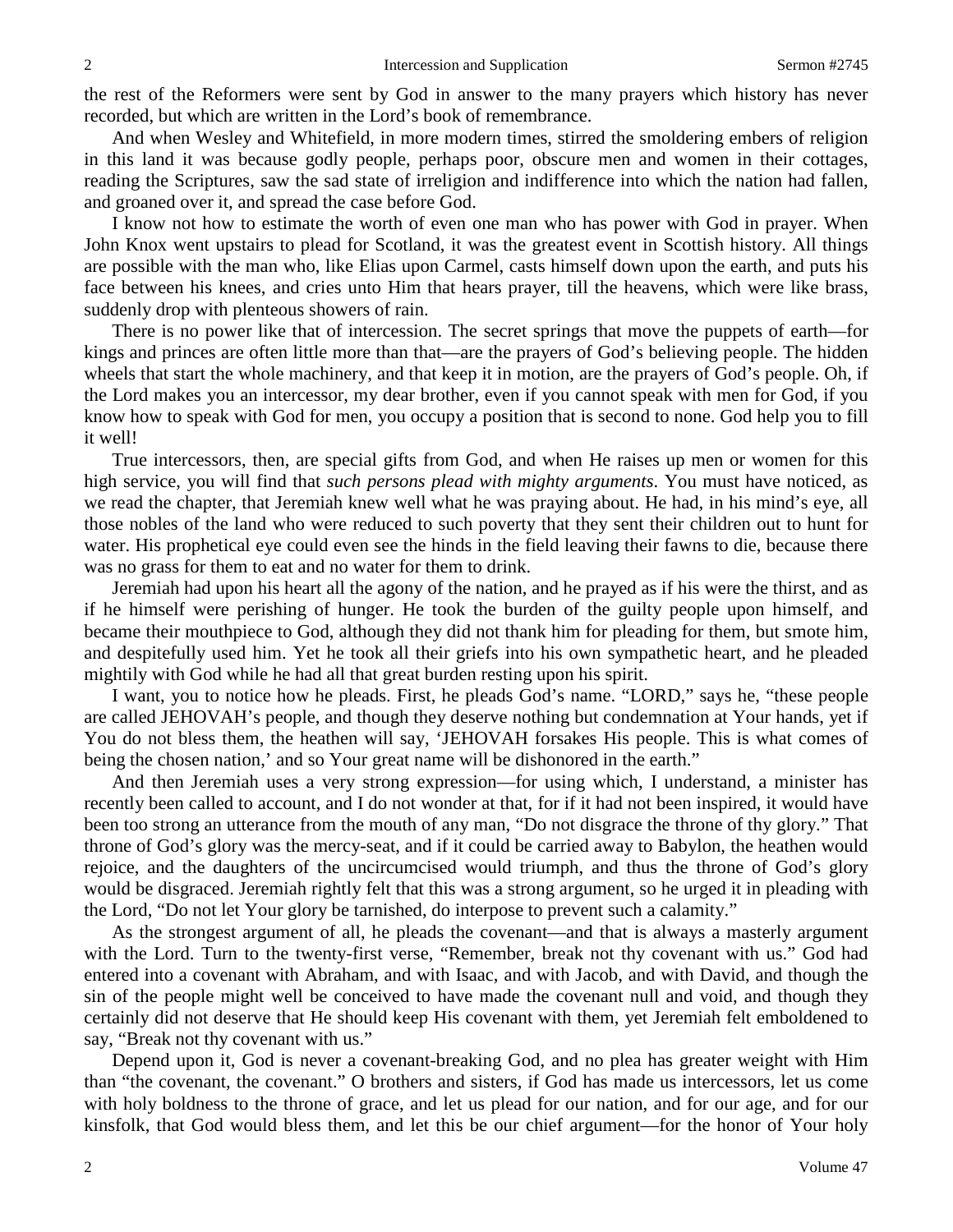the rest of the Reformers were sent by God in answer to the many prayers which history has never recorded, but which are written in the Lord's book of remembrance.

And when Wesley and Whitefield, in more modern times, stirred the smoldering embers of religion in this land it was because godly people, perhaps poor, obscure men and women in their cottages, reading the Scriptures, saw the sad state of irreligion and indifference into which the nation had fallen, and groaned over it, and spread the case before God.

I know not how to estimate the worth of even one man who has power with God in prayer. When John Knox went upstairs to plead for Scotland, it was the greatest event in Scottish history. All things are possible with the man who, like Elias upon Carmel, casts himself down upon the earth, and puts his face between his knees, and cries unto Him that hears prayer, till the heavens, which were like brass, suddenly drop with plenteous showers of rain.

There is no power like that of intercession. The secret springs that move the puppets of earth—for kings and princes are often little more than that—are the prayers of God's believing people. The hidden wheels that start the whole machinery, and that keep it in motion, are the prayers of God's people. Oh, if the Lord makes you an intercessor, my dear brother, even if you cannot speak with men for God, if you know how to speak with God for men, you occupy a position that is second to none. God help you to fill it well!

True intercessors, then, are special gifts from God, and when He raises up men or women for this high service, you will find that *such persons plead with mighty arguments*. You must have noticed, as we read the chapter, that Jeremiah knew well what he was praying about. He had, in his mind's eye, all those nobles of the land who were reduced to such poverty that they sent their children out to hunt for water. His prophetical eye could even see the hinds in the field leaving their fawns to die, because there was no grass for them to eat and no water for them to drink.

Jeremiah had upon his heart all the agony of the nation, and he prayed as if his were the thirst, and as if he himself were perishing of hunger. He took the burden of the guilty people upon himself, and became their mouthpiece to God, although they did not thank him for pleading for them, but smote him, and despitefully used him. Yet he took all their griefs into his own sympathetic heart, and he pleaded mightily with God while he had all that great burden resting upon his spirit.

I want, you to notice how he pleads. First, he pleads God's name. "LORD," says he, "these people are called JEHOVAH's people, and though they deserve nothing but condemnation at Your hands, yet if You do not bless them, the heathen will say, 'JEHOVAH forsakes His people. This is what comes of being the chosen nation,' and so Your great name will be dishonored in the earth."

And then Jeremiah uses a very strong expression—for using which, I understand, a minister has recently been called to account, and I do not wonder at that, for if it had not been inspired, it would have been too strong an utterance from the mouth of any man, "Do not disgrace the throne of thy glory." That throne of God's glory was the mercy-seat, and if it could be carried away to Babylon, the heathen would rejoice, and the daughters of the uncircumcised would triumph, and thus the throne of God's glory would be disgraced. Jeremiah rightly felt that this was a strong argument, so he urged it in pleading with the Lord, "Do not let Your glory be tarnished, do interpose to prevent such a calamity."

As the strongest argument of all, he pleads the covenant—and that is always a masterly argument with the Lord. Turn to the twenty-first verse, "Remember, break not thy covenant with us." God had entered into a covenant with Abraham, and with Isaac, and with Jacob, and with David, and though the sin of the people might well be conceived to have made the covenant null and void, and though they certainly did not deserve that He should keep His covenant with them, yet Jeremiah felt emboldened to say, "Break not thy covenant with us."

Depend upon it, God is never a covenant-breaking God, and no plea has greater weight with Him than "the covenant, the covenant." O brothers and sisters, if God has made us intercessors, let us come with holy boldness to the throne of grace, and let us plead for our nation, and for our age, and for our kinsfolk, that God would bless them, and let this be our chief argument—for the honor of Your holy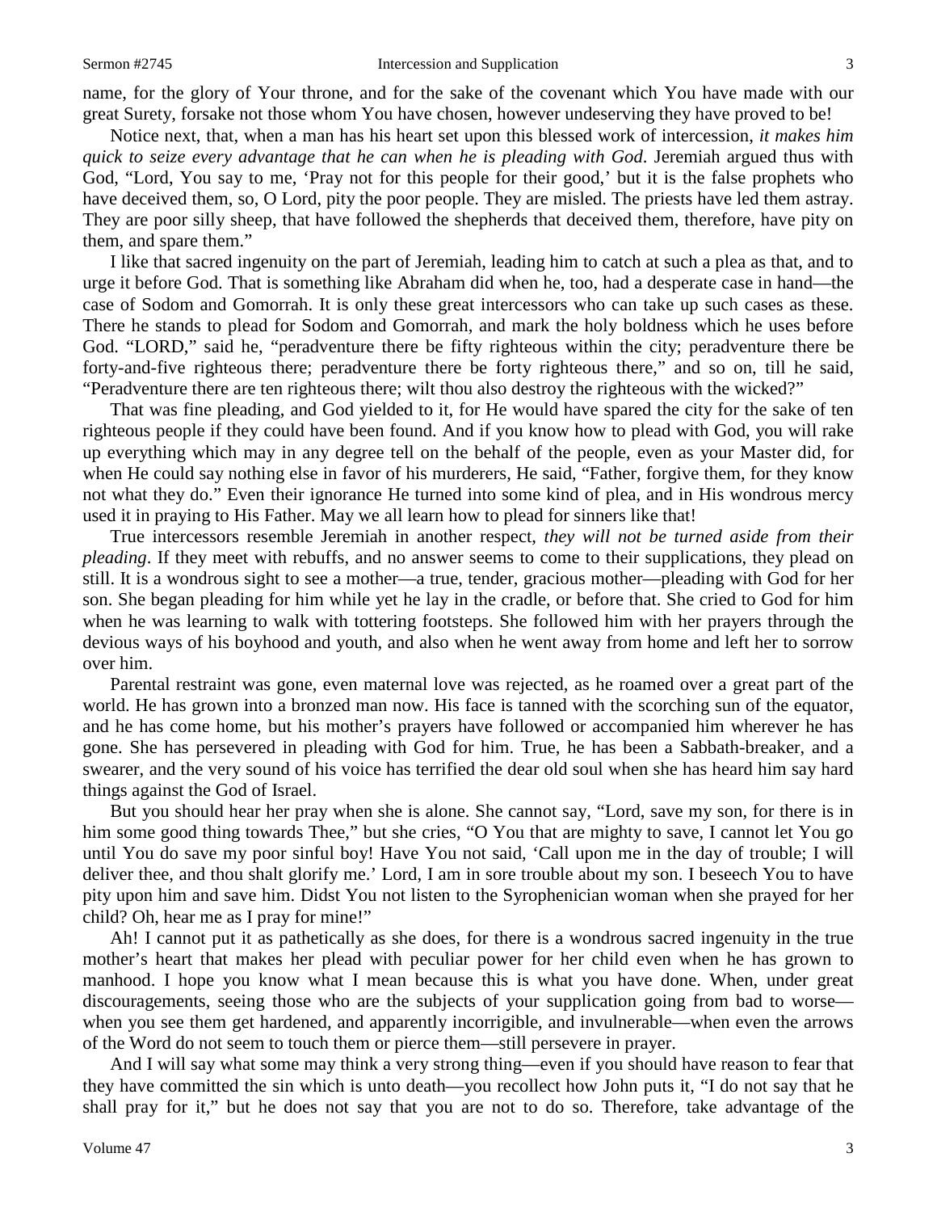name, for the glory of Your throne, and for the sake of the covenant which You have made with our great Surety, forsake not those whom You have chosen, however undeserving they have proved to be!

Notice next, that, when a man has his heart set upon this blessed work of intercession, *it makes him quick to seize every advantage that he can when he is pleading with God*. Jeremiah argued thus with God, "Lord, You say to me, 'Pray not for this people for their good,' but it is the false prophets who have deceived them, so, O Lord, pity the poor people. They are misled. The priests have led them astray. They are poor silly sheep, that have followed the shepherds that deceived them, therefore, have pity on them, and spare them."

I like that sacred ingenuity on the part of Jeremiah, leading him to catch at such a plea as that, and to urge it before God. That is something like Abraham did when he, too, had a desperate case in hand—the case of Sodom and Gomorrah. It is only these great intercessors who can take up such cases as these. There he stands to plead for Sodom and Gomorrah, and mark the holy boldness which he uses before God. "LORD," said he, "peradventure there be fifty righteous within the city; peradventure there be forty-and-five righteous there; peradventure there be forty righteous there," and so on, till he said, "Peradventure there are ten righteous there; wilt thou also destroy the righteous with the wicked?"

That was fine pleading, and God yielded to it, for He would have spared the city for the sake of ten righteous people if they could have been found. And if you know how to plead with God, you will rake up everything which may in any degree tell on the behalf of the people, even as your Master did, for when He could say nothing else in favor of his murderers, He said, "Father, forgive them, for they know not what they do." Even their ignorance He turned into some kind of plea, and in His wondrous mercy used it in praying to His Father. May we all learn how to plead for sinners like that!

True intercessors resemble Jeremiah in another respect, *they will not be turned aside from their pleading*. If they meet with rebuffs, and no answer seems to come to their supplications, they plead on still. It is a wondrous sight to see a mother—a true, tender, gracious mother—pleading with God for her son. She began pleading for him while yet he lay in the cradle, or before that. She cried to God for him when he was learning to walk with tottering footsteps. She followed him with her prayers through the devious ways of his boyhood and youth, and also when he went away from home and left her to sorrow over him.

Parental restraint was gone, even maternal love was rejected, as he roamed over a great part of the world. He has grown into a bronzed man now. His face is tanned with the scorching sun of the equator, and he has come home, but his mother's prayers have followed or accompanied him wherever he has gone. She has persevered in pleading with God for him. True, he has been a Sabbath-breaker, and a swearer, and the very sound of his voice has terrified the dear old soul when she has heard him say hard things against the God of Israel.

But you should hear her pray when she is alone. She cannot say, "Lord, save my son, for there is in him some good thing towards Thee," but she cries, "O You that are mighty to save, I cannot let You go until You do save my poor sinful boy! Have You not said, 'Call upon me in the day of trouble; I will deliver thee, and thou shalt glorify me.' Lord, I am in sore trouble about my son. I beseech You to have pity upon him and save him. Didst You not listen to the Syrophenician woman when she prayed for her child? Oh, hear me as I pray for mine!"

Ah! I cannot put it as pathetically as she does, for there is a wondrous sacred ingenuity in the true mother's heart that makes her plead with peculiar power for her child even when he has grown to manhood. I hope you know what I mean because this is what you have done. When, under great discouragements, seeing those who are the subjects of your supplication going from bad to worse—when you see them get hardened, and apparently incorrigible, and invulnerable—when even the arrows of the Word do not seem to touch them or pierce them—still persevere in prayer.

And I will say what some may think a very strong thing—even if you should have reason to fear that they have committed the sin which is unto death—you recollect how John puts it, "I do not say that he shall pray for it," but he does not say that you are not to do so. Therefore, take advantage of the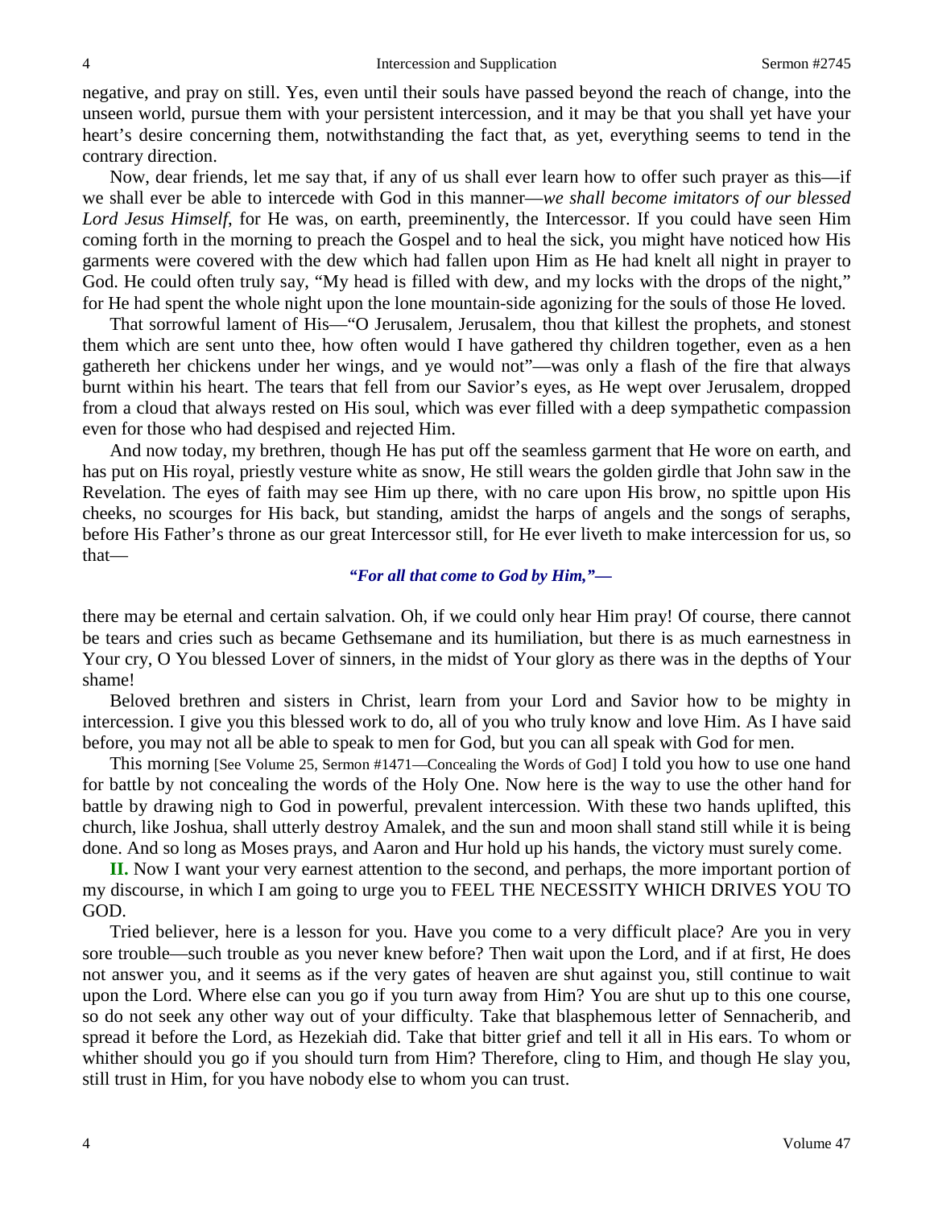negative, and pray on still. Yes, even until their souls have passed beyond the reach of change, into the unseen world, pursue them with your persistent intercession, and it may be that you shall yet have your heart's desire concerning them, notwithstanding the fact that, as yet, everything seems to tend in the contrary direction.

Now, dear friends, let me say that, if any of us shall ever learn how to offer such prayer as this—if we shall ever be able to intercede with God in this manner—*we shall become imitators of our blessed Lord Jesus Himself,* for He was, on earth, preeminently, the Intercessor. If you could have seen Him coming forth in the morning to preach the Gospel and to heal the sick, you might have noticed how His garments were covered with the dew which had fallen upon Him as He had knelt all night in prayer to God. He could often truly say, "My head is filled with dew, and my locks with the drops of the night," for He had spent the whole night upon the lone mountain-side agonizing for the souls of those He loved.

That sorrowful lament of His—"O Jerusalem, Jerusalem, thou that killest the prophets, and stonest them which are sent unto thee, how often would I have gathered thy children together, even as a hen gathereth her chickens under her wings, and ye would not"—was only a flash of the fire that always burnt within his heart. The tears that fell from our Savior's eyes, as He wept over Jerusalem, dropped from a cloud that always rested on His soul, which was ever filled with a deep sympathetic compassion even for those who had despised and rejected Him.

And now today, my brethren, though He has put off the seamless garment that He wore on earth, and has put on His royal, priestly vesture white as snow, He still wears the golden girdle that John saw in the Revelation. The eyes of faith may see Him up there, with no care upon His brow, no spittle upon His cheeks, no scourges for His back, but standing, amidst the harps of angels and the songs of seraphs, before His Father's throne as our great Intercessor still, for He ever liveth to make intercession for us, so that—

***"For all that come to God by Him,"—***

there may be eternal and certain salvation. Oh, if we could only hear Him pray! Of course, there cannot be tears and cries such as became Gethsemane and its humiliation, but there is as much earnestness in Your cry, O You blessed Lover of sinners, in the midst of Your glory as there was in the depths of Your shame!

Beloved brethren and sisters in Christ, learn from your Lord and Savior how to be mighty in intercession. I give you this blessed work to do, all of you who truly know and love Him. As I have said before, you may not all be able to speak to men for God, but you can all speak with God for men.

This morning [See Volume 25, Sermon #1471—Concealing the Words of God] I told you how to use one hand for battle by not concealing the words of the Holy One. Now here is the way to use the other hand for battle by drawing nigh to God in powerful, prevalent intercession. With these two hands uplifted, this church, like Joshua, shall utterly destroy Amalek, and the sun and moon shall stand still while it is being done. And so long as Moses prays, and Aaron and Hur hold up his hands, the victory must surely come.

**II.** Now I want your very earnest attention to the second, and perhaps, the more important portion of my discourse, in which I am going to urge you to FEEL THE NECESSITY WHICH DRIVES YOU TO GOD.

Tried believer, here is a lesson for you. Have you come to a very difficult place? Are you in very sore trouble—such trouble as you never knew before? Then wait upon the Lord, and if at first, He does not answer you, and it seems as if the very gates of heaven are shut against you, still continue to wait upon the Lord. Where else can you go if you turn away from Him? You are shut up to this one course, so do not seek any other way out of your difficulty. Take that blasphemous letter of Sennacherib, and spread it before the Lord, as Hezekiah did. Take that bitter grief and tell it all in His ears. To whom or whither should you go if you should turn from Him? Therefore, cling to Him, and though He slay you, still trust in Him, for you have nobody else to whom you can trust.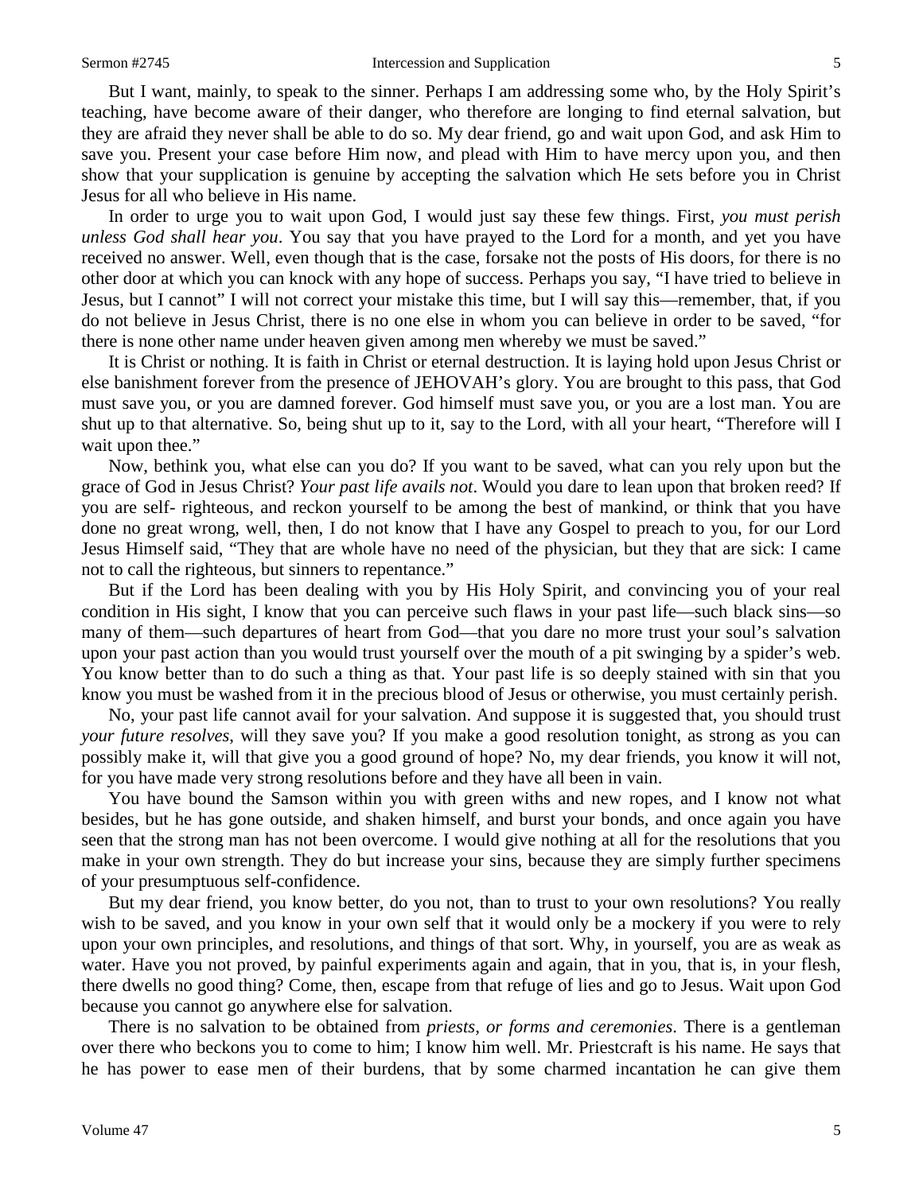But I want, mainly, to speak to the sinner. Perhaps I am addressing some who, by the Holy Spirit's teaching, have become aware of their danger, who therefore are longing to find eternal salvation, but they are afraid they never shall be able to do so. My dear friend, go and wait upon God, and ask Him to save you. Present your case before Him now, and plead with Him to have mercy upon you, and then show that your supplication is genuine by accepting the salvation which He sets before you in Christ Jesus for all who believe in His name.

In order to urge you to wait upon God, I would just say these few things. First, *you must perish unless God shall hear you*. You say that you have prayed to the Lord for a month, and yet you have received no answer. Well, even though that is the case, forsake not the posts of His doors, for there is no other door at which you can knock with any hope of success. Perhaps you say, "I have tried to believe in Jesus, but I cannot" I will not correct your mistake this time, but I will say this—remember, that, if you do not believe in Jesus Christ, there is no one else in whom you can believe in order to be saved, "for there is none other name under heaven given among men whereby we must be saved."

It is Christ or nothing. It is faith in Christ or eternal destruction. It is laying hold upon Jesus Christ or else banishment forever from the presence of JEHOVAH's glory. You are brought to this pass, that God must save you, or you are damned forever. God himself must save you, or you are a lost man. You are shut up to that alternative. So, being shut up to it, say to the Lord, with all your heart, "Therefore will I wait upon thee."

Now, bethink you, what else can you do? If you want to be saved, what can you rely upon but the grace of God in Jesus Christ? *Your past life avails not*. Would you dare to lean upon that broken reed? If you are self- righteous, and reckon yourself to be among the best of mankind, or think that you have done no great wrong, well, then, I do not know that I have any Gospel to preach to you, for our Lord Jesus Himself said, "They that are whole have no need of the physician, but they that are sick: I came not to call the righteous, but sinners to repentance."

But if the Lord has been dealing with you by His Holy Spirit, and convincing you of your real condition in His sight, I know that you can perceive such flaws in your past life—such black sins—so many of them—such departures of heart from God—that you dare no more trust your soul's salvation upon your past action than you would trust yourself over the mouth of a pit swinging by a spider's web. You know better than to do such a thing as that. Your past life is so deeply stained with sin that you know you must be washed from it in the precious blood of Jesus or otherwise, you must certainly perish.

No, your past life cannot avail for your salvation. And suppose it is suggested that, you should trust *your future resolves*, will they save you? If you make a good resolution tonight, as strong as you can possibly make it, will that give you a good ground of hope? No, my dear friends, you know it will not, for you have made very strong resolutions before and they have all been in vain.

You have bound the Samson within you with green withs and new ropes, and I know not what besides, but he has gone outside, and shaken himself, and burst your bonds, and once again you have seen that the strong man has not been overcome. I would give nothing at all for the resolutions that you make in your own strength. They do but increase your sins, because they are simply further specimens of your presumptuous self-confidence.

But my dear friend, you know better, do you not, than to trust to your own resolutions? You really wish to be saved, and you know in your own self that it would only be a mockery if you were to rely upon your own principles, and resolutions, and things of that sort. Why, in yourself, you are as weak as water. Have you not proved, by painful experiments again and again, that in you, that is, in your flesh, there dwells no good thing? Come, then, escape from that refuge of lies and go to Jesus. Wait upon God because you cannot go anywhere else for salvation.

There is no salvation to be obtained from *priests, or forms and ceremonies*. There is a gentleman over there who beckons you to come to him; I know him well. Mr. Priestcraft is his name. He says that he has power to ease men of their burdens, that by some charmed incantation he can give them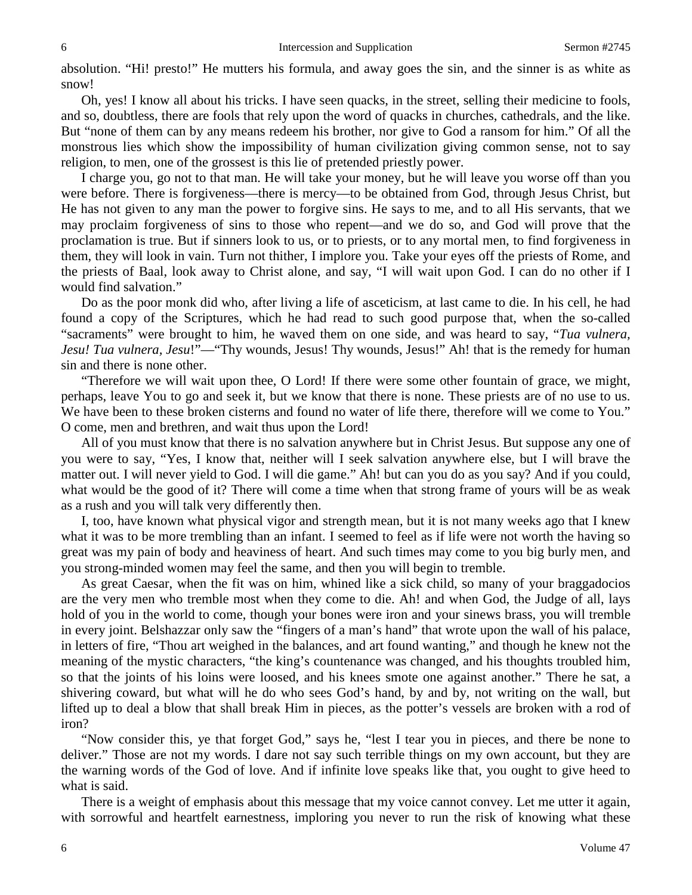absolution. "Hi! presto!" He mutters his formula, and away goes the sin, and the sinner is as white as snow!

Oh, yes! I know all about his tricks. I have seen quacks, in the street, selling their medicine to fools, and so, doubtless, there are fools that rely upon the word of quacks in churches, cathedrals, and the like. But "none of them can by any means redeem his brother, nor give to God a ransom for him." Of all the monstrous lies which show the impossibility of human civilization giving common sense, not to say religion, to men, one of the grossest is this lie of pretended priestly power.

I charge you, go not to that man. He will take your money, but he will leave you worse off than you were before. There is forgiveness—there is mercy—to be obtained from God, through Jesus Christ, but He has not given to any man the power to forgive sins. He says to me, and to all His servants, that we may proclaim forgiveness of sins to those who repent—and we do so, and God will prove that the proclamation is true. But if sinners look to us, or to priests, or to any mortal men, to find forgiveness in them, they will look in vain. Turn not thither, I implore you. Take your eyes off the priests of Rome, and the priests of Baal, look away to Christ alone, and say, "I will wait upon God. I can do no other if I would find salvation."

Do as the poor monk did who, after living a life of asceticism, at last came to die. In his cell, he had found a copy of the Scriptures, which he had read to such good purpose that, when the so-called "sacraments" were brought to him, he waved them on one side, and was heard to say, "*Tua vulnera, Jesu! Tua vulnera, Jesu*!"—"Thy wounds, Jesus! Thy wounds, Jesus!" Ah! that is the remedy for human sin and there is none other.

"Therefore we will wait upon thee, O Lord! If there were some other fountain of grace, we might, perhaps, leave You to go and seek it, but we know that there is none. These priests are of no use to us. We have been to these broken cisterns and found no water of life there, therefore will we come to You." O come, men and brethren, and wait thus upon the Lord!

All of you must know that there is no salvation anywhere but in Christ Jesus. But suppose any one of you were to say, "Yes, I know that, neither will I seek salvation anywhere else, but I will brave the matter out. I will never yield to God. I will die game." Ah! but can you do as you say? And if you could, what would be the good of it? There will come a time when that strong frame of yours will be as weak as a rush and you will talk very differently then.

I, too, have known what physical vigor and strength mean, but it is not many weeks ago that I knew what it was to be more trembling than an infant. I seemed to feel as if life were not worth the having so great was my pain of body and heaviness of heart. And such times may come to you big burly men, and you strong-minded women may feel the same, and then you will begin to tremble.

As great Caesar, when the fit was on him, whined like a sick child, so many of your braggadocios are the very men who tremble most when they come to die. Ah! and when God, the Judge of all, lays hold of you in the world to come, though your bones were iron and your sinews brass, you will tremble in every joint. Belshazzar only saw the "fingers of a man's hand" that wrote upon the wall of his palace, in letters of fire, "Thou art weighed in the balances, and art found wanting," and though he knew not the meaning of the mystic characters, "the king's countenance was changed, and his thoughts troubled him, so that the joints of his loins were loosed, and his knees smote one against another." There he sat, a shivering coward, but what will he do who sees God's hand, by and by, not writing on the wall, but lifted up to deal a blow that shall break Him in pieces, as the potter's vessels are broken with a rod of iron?

"Now consider this, ye that forget God," says he, "lest I tear you in pieces, and there be none to deliver." Those are not my words. I dare not say such terrible things on my own account, but they are the warning words of the God of love. And if infinite love speaks like that, you ought to give heed to what is said.

There is a weight of emphasis about this message that my voice cannot convey. Let me utter it again, with sorrowful and heartfelt earnestness, imploring you never to run the risk of knowing what these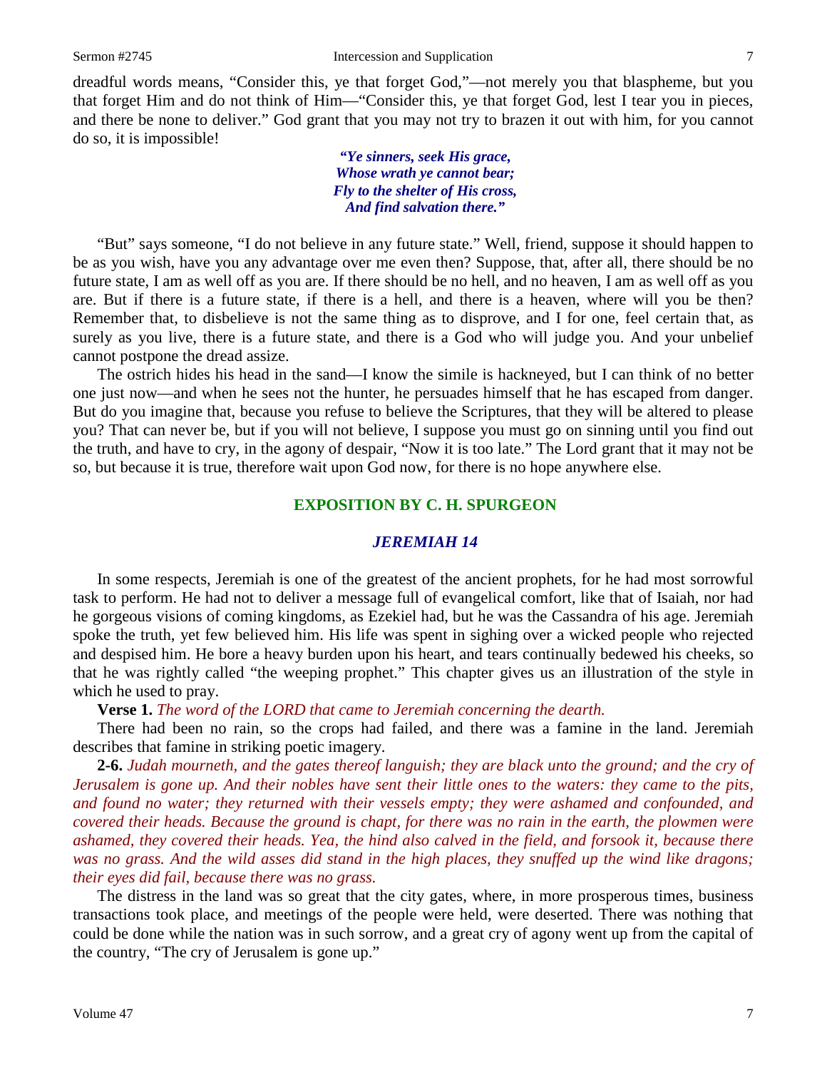dreadful words means, "Consider this, ye that forget God,"—not merely you that blaspheme, but you that forget Him and do not think of Him—"Consider this, ye that forget God, lest I tear you in pieces, and there be none to deliver." God grant that you may not try to brazen it out with him, for you cannot do so, it is impossible!

> ***"Ye sinners, seek His grace,***
> ***Whose wrath ye cannot bear;***
> ***Fly to the shelter of His cross,***
> ***And find salvation there."***

"But" says someone, "I do not believe in any future state." Well, friend, suppose it should happen to be as you wish, have you any advantage over me even then? Suppose, that, after all, there should be no future state, I am as well off as you are. If there should be no hell, and no heaven, I am as well off as you are. But if there is a future state, if there is a hell, and there is a heaven, where will you be then? Remember that, to disbelieve is not the same thing as to disprove, and I for one, feel certain that, as surely as you live, there is a future state, and there is a God who will judge you. And your unbelief cannot postpone the dread assize.

The ostrich hides his head in the sand—I know the simile is hackneyed, but I can think of no better one just now—and when he sees not the hunter, he persuades himself that he has escaped from danger. But do you imagine that, because you refuse to believe the Scriptures, that they will be altered to please you? That can never be, but if you will not believe, I suppose you must go on sinning until you find out the truth, and have to cry, in the agony of despair, "Now it is too late." The Lord grant that it may not be so, but because it is true, therefore wait upon God now, for there is no hope anywhere else.

## EXPOSITION BY C. H. SPURGEON

### *JEREMIAH 14*

In some respects, Jeremiah is one of the greatest of the ancient prophets, for he had most sorrowful task to perform. He had not to deliver a message full of evangelical comfort, like that of Isaiah, nor had he gorgeous visions of coming kingdoms, as Ezekiel had, but he was the Cassandra of his age. Jeremiah spoke the truth, yet few believed him. His life was spent in sighing over a wicked people who rejected and despised him. He bore a heavy burden upon his heart, and tears continually bedewed his cheeks, so that he was rightly called "the weeping prophet." This chapter gives us an illustration of the style in which he used to pray.

**Verse 1.** *The word of the LORD that came to Jeremiah concerning the dearth.*

There had been no rain, so the crops had failed, and there was a famine in the land. Jeremiah describes that famine in striking poetic imagery.

**2-6.** *Judah mourneth, and the gates thereof languish; they are black unto the ground; and the cry of Jerusalem is gone up. And their nobles have sent their little ones to the waters: they came to the pits, and found no water; they returned with their vessels empty; they were ashamed and confounded, and covered their heads. Because the ground is chapt, for there was no rain in the earth, the plowmen were ashamed, they covered their heads. Yea, the hind also calved in the field, and forsook it, because there was no grass. And the wild asses did stand in the high places, they snuffed up the wind like dragons; their eyes did fail, because there was no grass.*

The distress in the land was so great that the city gates, where, in more prosperous times, business transactions took place, and meetings of the people were held, were deserted. There was nothing that could be done while the nation was in such sorrow, and a great cry of agony went up from the capital of the country, "The cry of Jerusalem is gone up."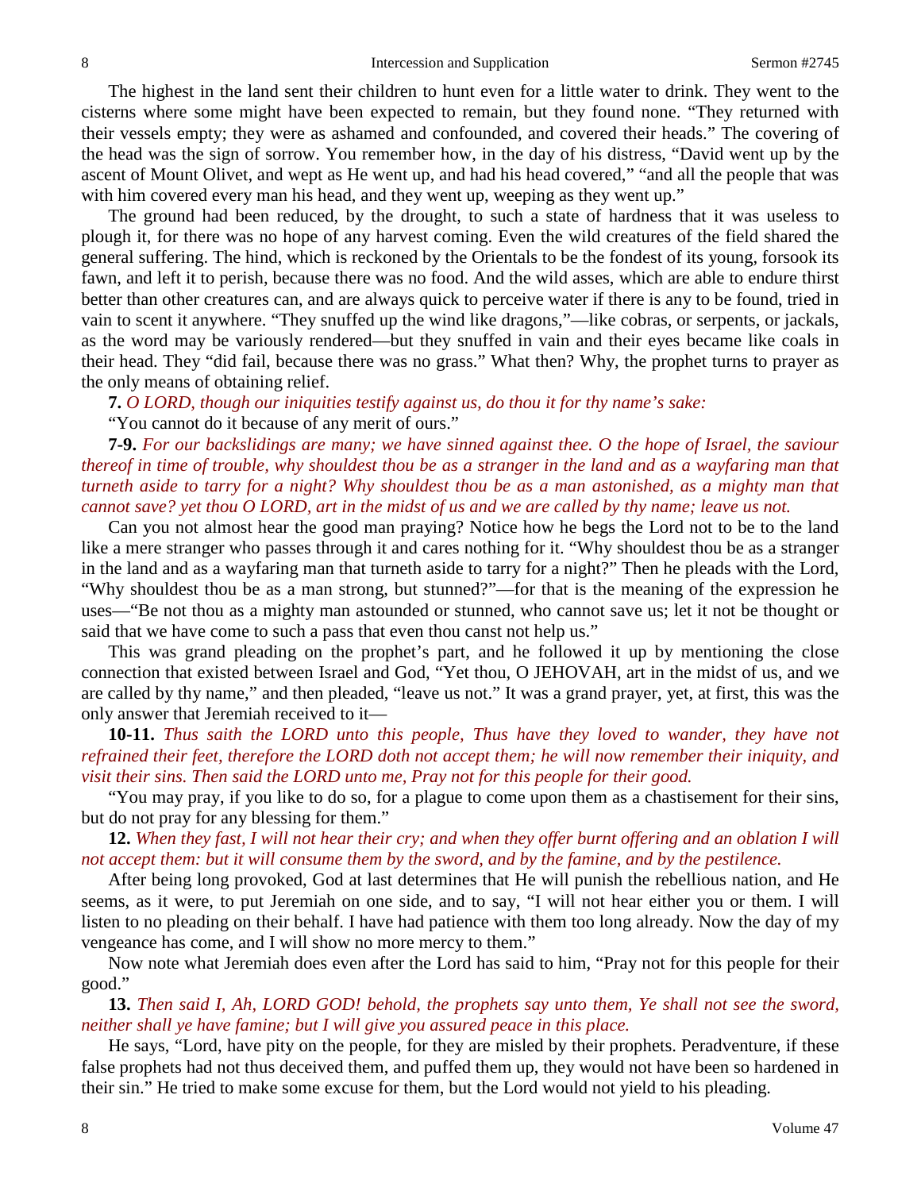The highest in the land sent their children to hunt even for a little water to drink. They went to the cisterns where some might have been expected to remain, but they found none. "They returned with their vessels empty; they were as ashamed and confounded, and covered their heads." The covering of the head was the sign of sorrow. You remember how, in the day of his distress, "David went up by the ascent of Mount Olivet, and wept as He went up, and had his head covered," "and all the people that was with him covered every man his head, and they went up, weeping as they went up."

The ground had been reduced, by the drought, to such a state of hardness that it was useless to plough it, for there was no hope of any harvest coming. Even the wild creatures of the field shared the general suffering. The hind, which is reckoned by the Orientals to be the fondest of its young, forsook its fawn, and left it to perish, because there was no food. And the wild asses, which are able to endure thirst better than other creatures can, and are always quick to perceive water if there is any to be found, tried in vain to scent it anywhere. "They snuffed up the wind like dragons,"—like cobras, or serpents, or jackals, as the word may be variously rendered—but they snuffed in vain and their eyes became like coals in their head. They "did fail, because there was no grass." What then? Why, the prophet turns to prayer as the only means of obtaining relief.

**7.** *O LORD, though our iniquities testify against us, do thou it for thy name's sake:*

"You cannot do it because of any merit of ours."

**7-9.** *For our backslidings are many; we have sinned against thee. O the hope of Israel, the saviour thereof in time of trouble, why shouldest thou be as a stranger in the land and as a wayfaring man that turneth aside to tarry for a night? Why shouldest thou be as a man astonished, as a mighty man that cannot save? yet thou O LORD, art in the midst of us and we are called by thy name; leave us not.*

Can you not almost hear the good man praying? Notice how he begs the Lord not to be to the land like a mere stranger who passes through it and cares nothing for it. "Why shouldest thou be as a stranger in the land and as a wayfaring man that turneth aside to tarry for a night?" Then he pleads with the Lord, "Why shouldest thou be as a man strong, but stunned?"—for that is the meaning of the expression he uses—"Be not thou as a mighty man astounded or stunned, who cannot save us; let it not be thought or said that we have come to such a pass that even thou canst not help us."

This was grand pleading on the prophet's part, and he followed it up by mentioning the close connection that existed between Israel and God, "Yet thou, O JEHOVAH, art in the midst of us, and we are called by thy name," and then pleaded, "leave us not." It was a grand prayer, yet, at first, this was the only answer that Jeremiah received to it—

**10-11.** *Thus saith the LORD unto this people, Thus have they loved to wander, they have not refrained their feet, therefore the LORD doth not accept them; he will now remember their iniquity, and visit their sins. Then said the LORD unto me, Pray not for this people for their good.*

"You may pray, if you like to do so, for a plague to come upon them as a chastisement for their sins, but do not pray for any blessing for them."

**12.** *When they fast, I will not hear their cry; and when they offer burnt offering and an oblation I will not accept them: but it will consume them by the sword, and by the famine, and by the pestilence.*

After being long provoked, God at last determines that He will punish the rebellious nation, and He seems, as it were, to put Jeremiah on one side, and to say, "I will not hear either you or them. I will listen to no pleading on their behalf. I have had patience with them too long already. Now the day of my vengeance has come, and I will show no more mercy to them."

Now note what Jeremiah does even after the Lord has said to him, "Pray not for this people for their good."

**13.** *Then said I, Ah, LORD GOD! behold, the prophets say unto them, Ye shall not see the sword, neither shall ye have famine; but I will give you assured peace in this place.*

He says, "Lord, have pity on the people, for they are misled by their prophets. Peradventure, if these false prophets had not thus deceived them, and puffed them up, they would not have been so hardened in their sin." He tried to make some excuse for them, but the Lord would not yield to his pleading.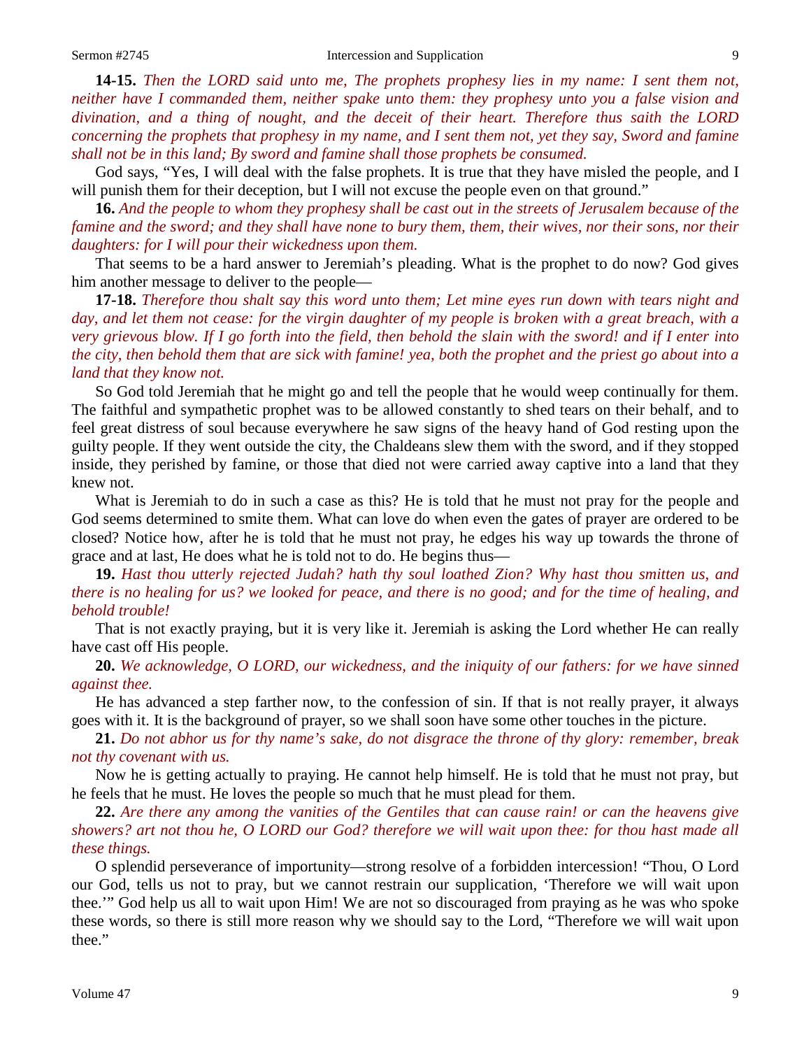**14-15.** *Then the LORD said unto me, The prophets prophesy lies in my name: I sent them not, neither have I commanded them, neither spake unto them: they prophesy unto you a false vision and divination, and a thing of nought, and the deceit of their heart. Therefore thus saith the LORD concerning the prophets that prophesy in my name, and I sent them not, yet they say, Sword and famine shall not be in this land; By sword and famine shall those prophets be consumed.*

God says, "Yes, I will deal with the false prophets. It is true that they have misled the people, and I will punish them for their deception, but I will not excuse the people even on that ground."

**16.** *And the people to whom they prophesy shall be cast out in the streets of Jerusalem because of the famine and the sword; and they shall have none to bury them, them, their wives, nor their sons, nor their daughters: for I will pour their wickedness upon them.*

That seems to be a hard answer to Jeremiah's pleading. What is the prophet to do now? God gives him another message to deliver to the people—

**17-18.** *Therefore thou shalt say this word unto them; Let mine eyes run down with tears night and day, and let them not cease: for the virgin daughter of my people is broken with a great breach, with a very grievous blow. If I go forth into the field, then behold the slain with the sword! and if I enter into the city, then behold them that are sick with famine! yea, both the prophet and the priest go about into a land that they know not.*

So God told Jeremiah that he might go and tell the people that he would weep continually for them. The faithful and sympathetic prophet was to be allowed constantly to shed tears on their behalf, and to feel great distress of soul because everywhere he saw signs of the heavy hand of God resting upon the guilty people. If they went outside the city, the Chaldeans slew them with the sword, and if they stopped inside, they perished by famine, or those that died not were carried away captive into a land that they knew not.

What is Jeremiah to do in such a case as this? He is told that he must not pray for the people and God seems determined to smite them. What can love do when even the gates of prayer are ordered to be closed? Notice how, after he is told that he must not pray, he edges his way up towards the throne of grace and at last, He does what he is told not to do. He begins thus—

**19.** *Hast thou utterly rejected Judah? hath thy soul loathed Zion? Why hast thou smitten us, and there is no healing for us? we looked for peace, and there is no good; and for the time of healing, and behold trouble!*

That is not exactly praying, but it is very like it. Jeremiah is asking the Lord whether He can really have cast off His people.

**20.** *We acknowledge, O LORD, our wickedness, and the iniquity of our fathers: for we have sinned against thee.*

He has advanced a step farther now, to the confession of sin. If that is not really prayer, it always goes with it. It is the background of prayer, so we shall soon have some other touches in the picture.

**21.** *Do not abhor us for thy name's sake, do not disgrace the throne of thy glory: remember, break not thy covenant with us.*

Now he is getting actually to praying. He cannot help himself. He is told that he must not pray, but he feels that he must. He loves the people so much that he must plead for them.

**22.** *Are there any among the vanities of the Gentiles that can cause rain! or can the heavens give showers? art not thou he, O LORD our God? therefore we will wait upon thee: for thou hast made all these things.*

O splendid perseverance of importunity—strong resolve of a forbidden intercession! "Thou, O Lord our God, tells us not to pray, but we cannot restrain our supplication, 'Therefore we will wait upon thee.'" God help us all to wait upon Him! We are not so discouraged from praying as he was who spoke these words, so there is still more reason why we should say to the Lord, "Therefore we will wait upon thee."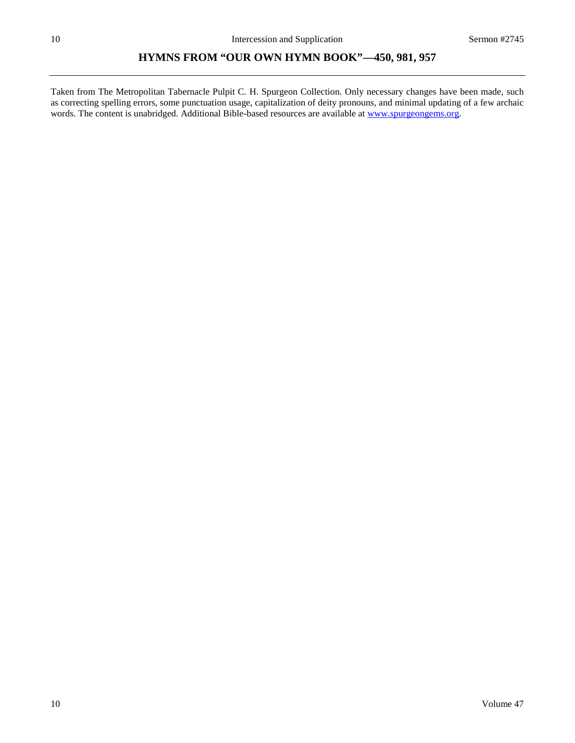## HYMNS FROM "OUR OWN HYMN BOOK"—450, 981, 957

---

Taken from The Metropolitan Tabernacle Pulpit C. H. Spurgeon Collection. Only necessary changes have been made, such as correcting spelling errors, some punctuation usage, capitalization of deity pronouns, and minimal updating of a few archaic words. The content is unabridged. Additional Bible-based resources are available at [www.spurgeongems.org](http://www.spurgeongems.org).